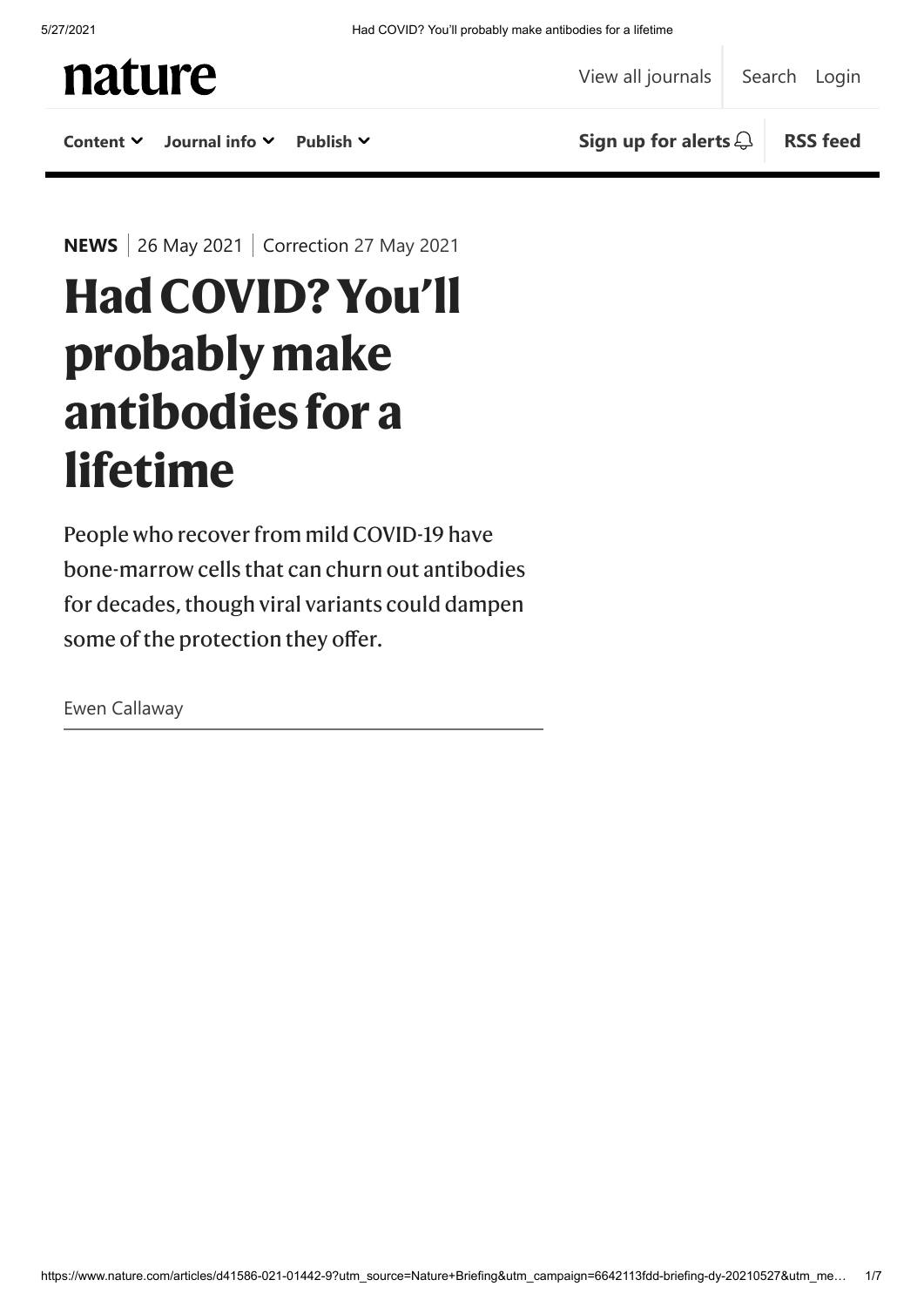NEWS | 26 May 2021 | Correction 27 May 2021

# Had COVID? You'll probably make antibodies for a lifetime

People who recover from mild COVID-19 have bone-marrow cells that can churn out antibodies for decades, though viral variants could dampen some of the protection they offer.

Ewen Callaway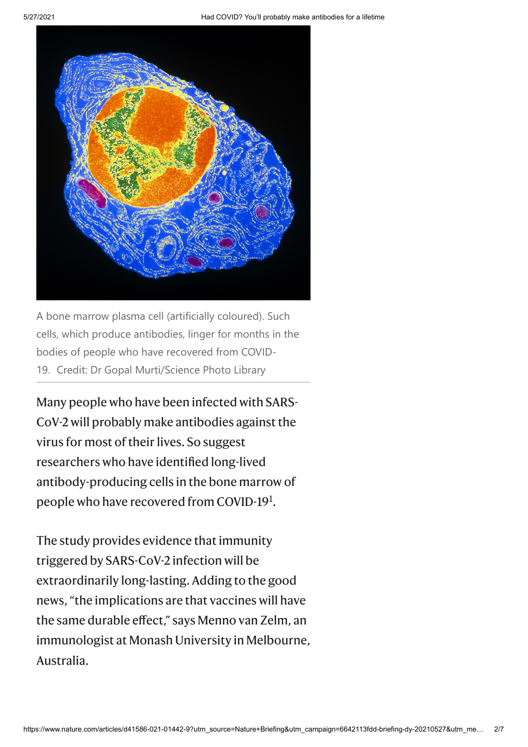A bone marrow plasma cell (artificially coloured). Such cells, which produce antibodies, linger for months in the bodies of people who have recovered from COVID-19. Credit: Dr Gopal Murti/Science Photo Library

Many people who have been infected with SARS-CoV-2 will probably make antibodies against the virus for most of their lives. So suggest researchers who have identified long-lived antibody-producing cells in the bone marrow of people who have recovered from COVID-19[1].

The study provides evidence that immunity triggered by SARS-CoV-2 infection will be extraordinarily long-lasting. Adding to the good news, "the implications are that vaccines will have the same durable effect," says Menno van Zelm, an immunologist at Monash University in Melbourne, Australia.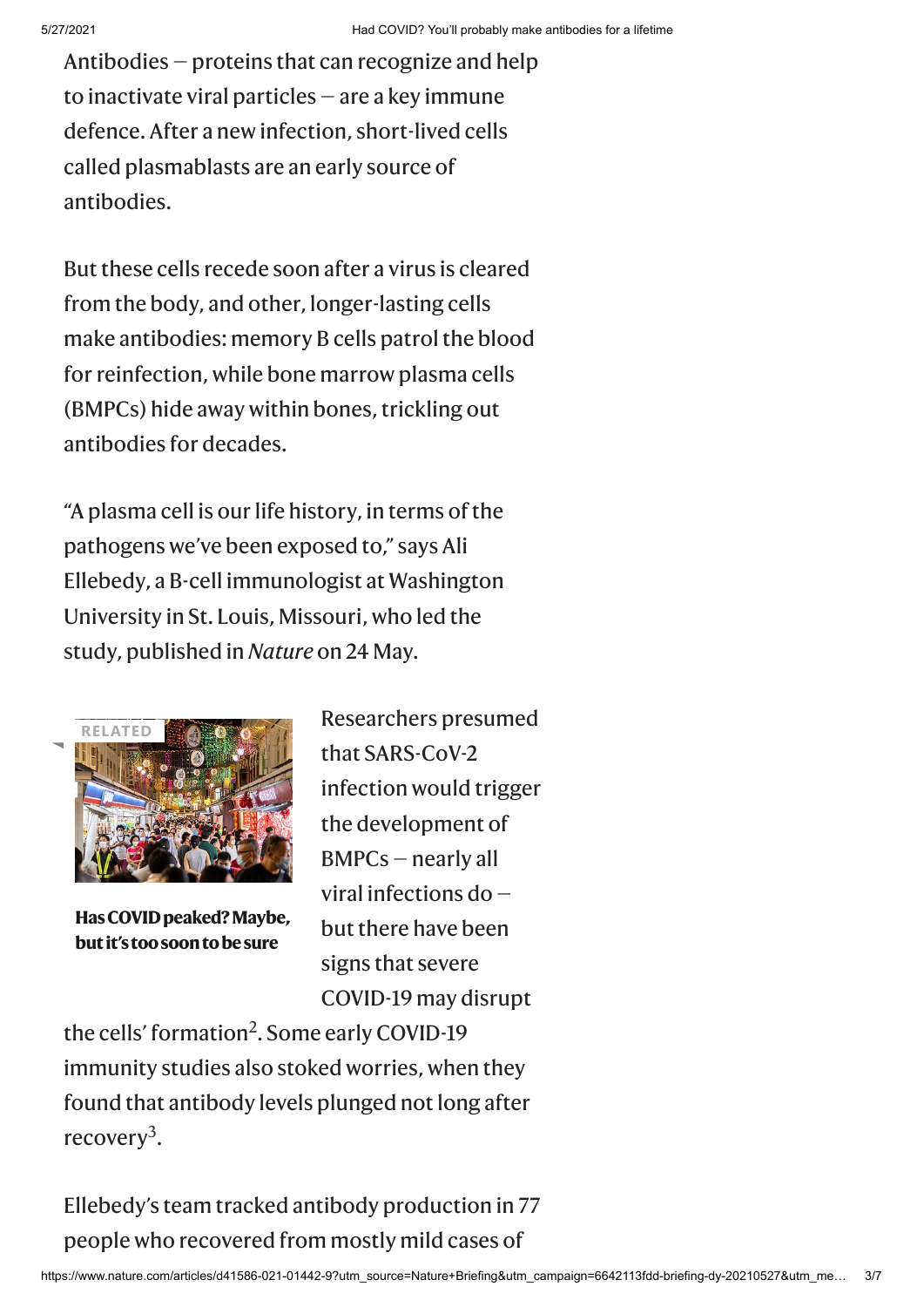Antibodies — proteins that can recognize and help to inactivate viral particles — are a key immune defence. After a new infection, short-lived cells called plasmablasts are an early source of antibodies.

But these cells recede soon after a virus is cleared from the body, and other, longer-lasting cells make antibodies: memory B cells patrol the blood for reinfection, while bone marrow plasma cells (BMPCs) hide away within bones, trickling out antibodies for decades.

"A plasma cell is our life history, in terms of the pathogens we've been exposed to," says Ali Ellebedy, a B-cell immunologist at Washington University in St. Louis, Missouri, who led the study, published in *Nature* on 24 May.

RELATED

**Has COVID peaked? Maybe, but it's too soon to be sure**

Researchers presumed that SARS-CoV-2 infection would trigger the development of BMPCs — nearly all viral infections do — but there have been signs that severe COVID-19 may disrupt the cells' formation[2]. Some early COVID-19 immunity studies also stoked worries, when they found that antibody levels plunged not long after recovery[3].

Ellebedy's team tracked antibody production in 77 people who recovered from mostly mild cases of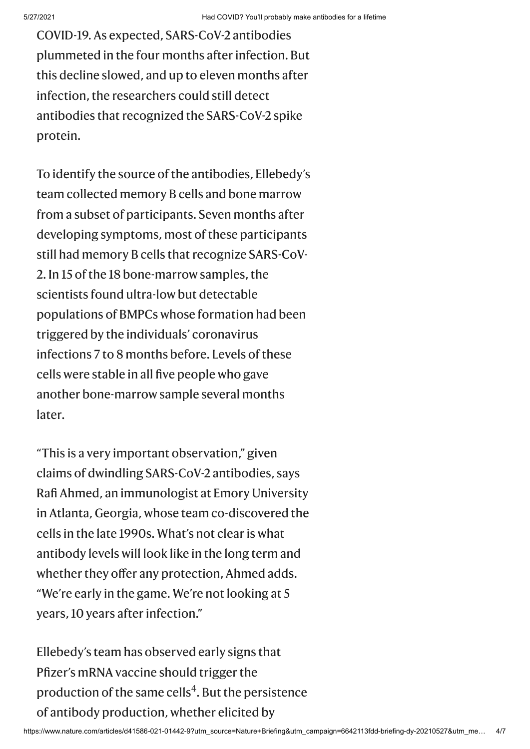COVID-19. As expected, SARS-CoV-2 antibodies plummeted in the four months after infection. But this decline slowed, and up to eleven months after infection, the researchers could still detect antibodies that recognized the SARS-CoV-2 spike protein.

To identify the source of the antibodies, Ellebedy's team collected memory B cells and bone marrow from a subset of participants. Seven months after developing symptoms, most of these participants still had memory B cells that recognize SARS-CoV-2. In 15 of the 18 bone-marrow samples, the scientists found ultra-low but detectable populations of BMPCs whose formation had been triggered by the individuals' coronavirus infections 7 to 8 months before. Levels of these cells were stable in all five people who gave another bone-marrow sample several months later.

"This is a very important observation," given claims of dwindling SARS-CoV-2 antibodies, says Rafi Ahmed, an immunologist at Emory University in Atlanta, Georgia, whose team co-discovered the cells in the late 1990s. What's not clear is what antibody levels will look like in the long term and whether they offer any protection, Ahmed adds. "We're early in the game. We're not looking at 5 years, 10 years after infection."

Ellebedy's team has observed early signs that Pfizer's mRNA vaccine should trigger the production of the same cells[4]. But the persistence of antibody production, whether elicited by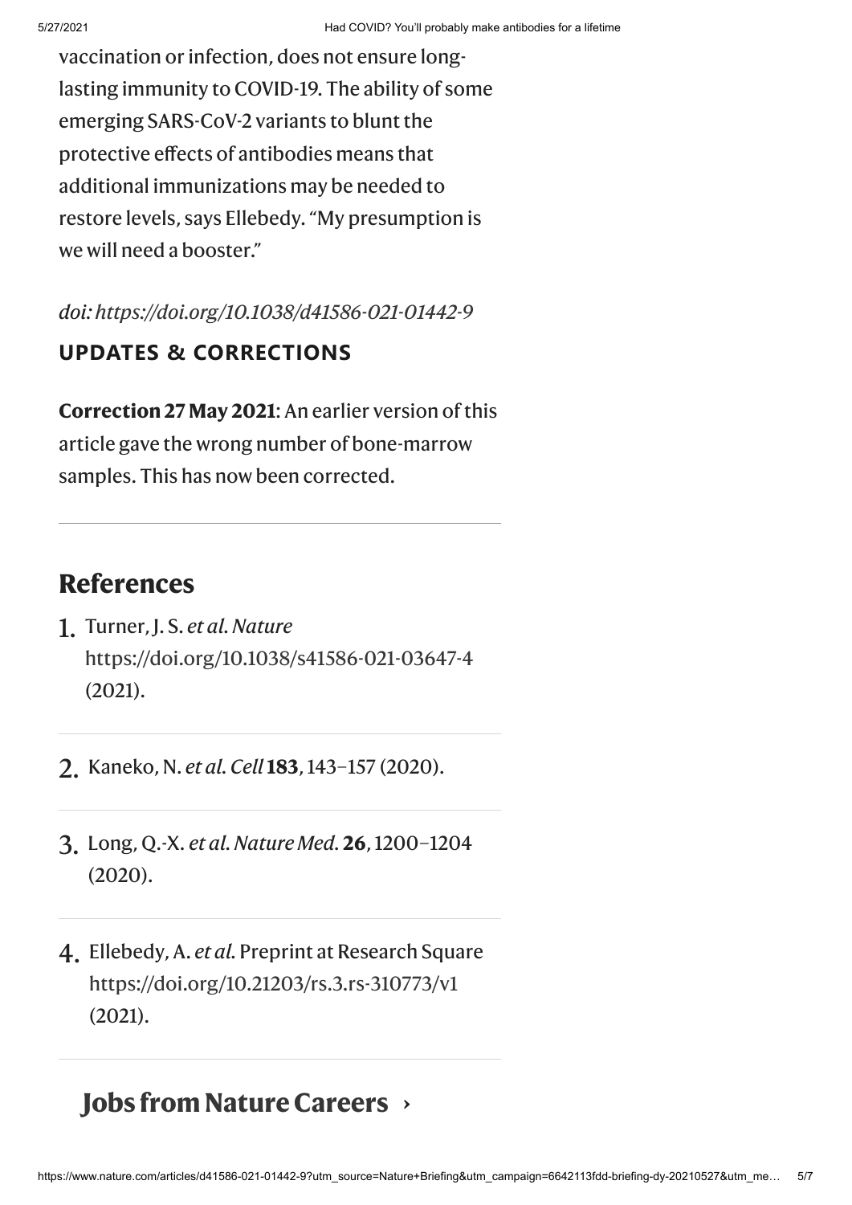vaccination or infection, does not ensure long-lasting immunity to COVID-19. The ability of some emerging SARS-CoV-2 variants to blunt the protective effects of antibodies means that additional immunizations may be needed to restore levels, says Ellebedy. “My presumption is we will need a booster.”

*doi: https://doi.org/10.1038/d41586-021-01442-9*

### UPDATES & CORRECTIONS

**Correction 27 May 2021**: An earlier version of this article gave the wrong number of bone-marrow samples. This has now been corrected.

## References

1. Turner, J. S. *et al. Nature* https://doi.org/10.1038/s41586-021-03647-4 (2021).
2. Kaneko, N. *et al. Cell* **183**, 143–157 (2020).
3. Long, Q.-X. *et al. Nature Med.* **26**, 1200–1204 (2020).
4. Ellebedy, A. *et al.* Preprint at Research Square https://doi.org/10.21203/rs.3.rs-310773/v1 (2021).

## Jobs from Nature Careers ›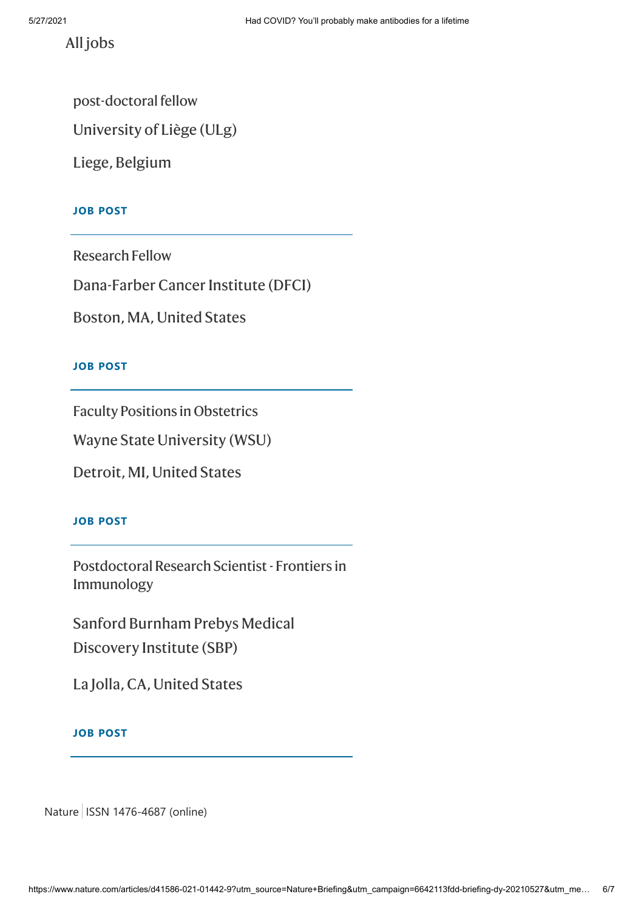All jobs

post-doctoral fellow

University of Liège (ULg)

Liege, Belgium

**JOB POST**

---

Research Fellow

Dana-Farber Cancer Institute (DFCI)

Boston, MA, United States

**JOB POST**

---

Faculty Positions in Obstetrics

Wayne State University (WSU)

Detroit, MI, United States

**JOB POST**

---

Postdoctoral Research Scientist - Frontiers in Immunology

Sanford Burnham Prebys Medical Discovery Institute (SBP)

La Jolla, CA, United States

**JOB POST**

---

Nature | ISSN 1476-4687 (online)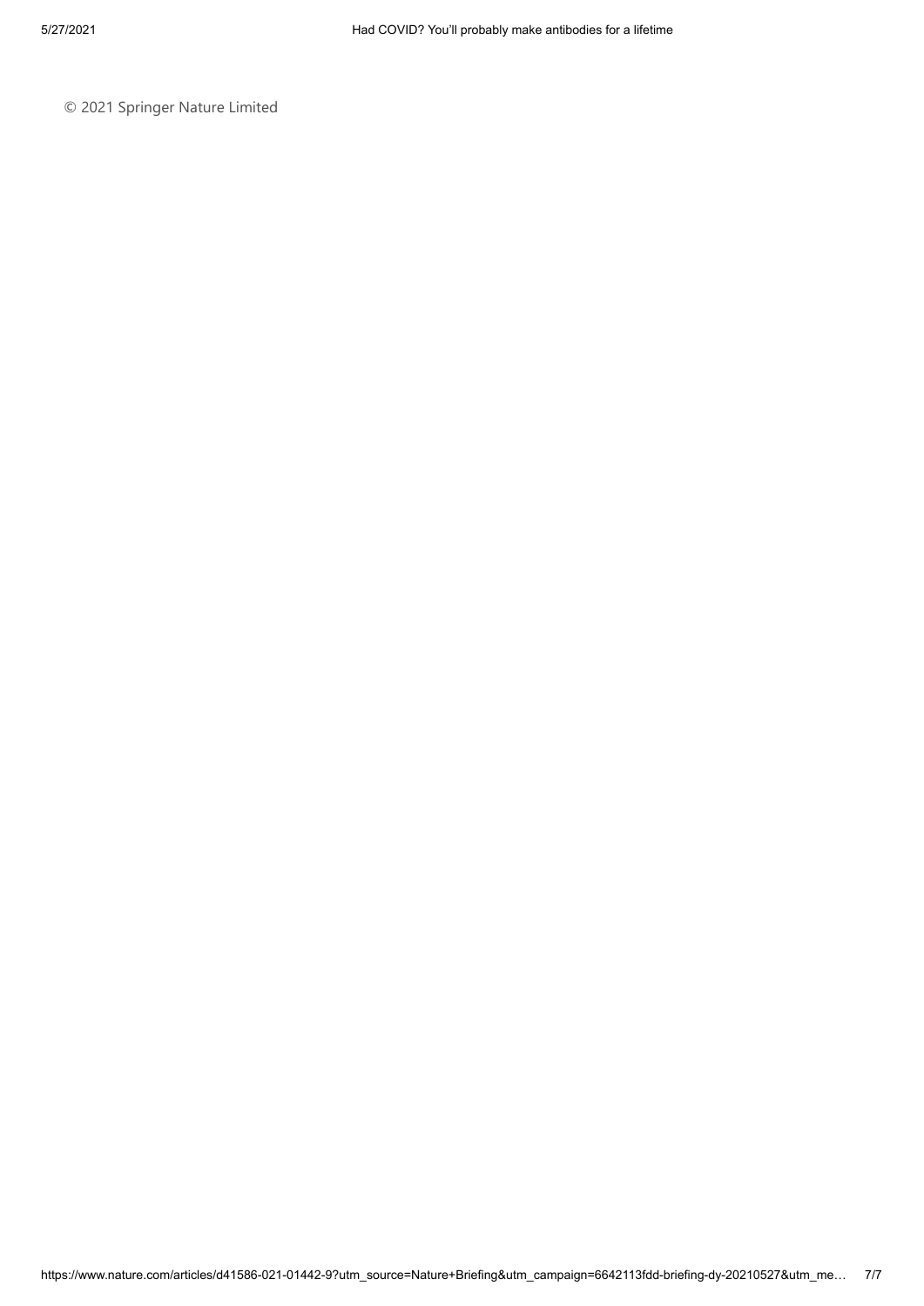© 2021 Springer Nature Limited